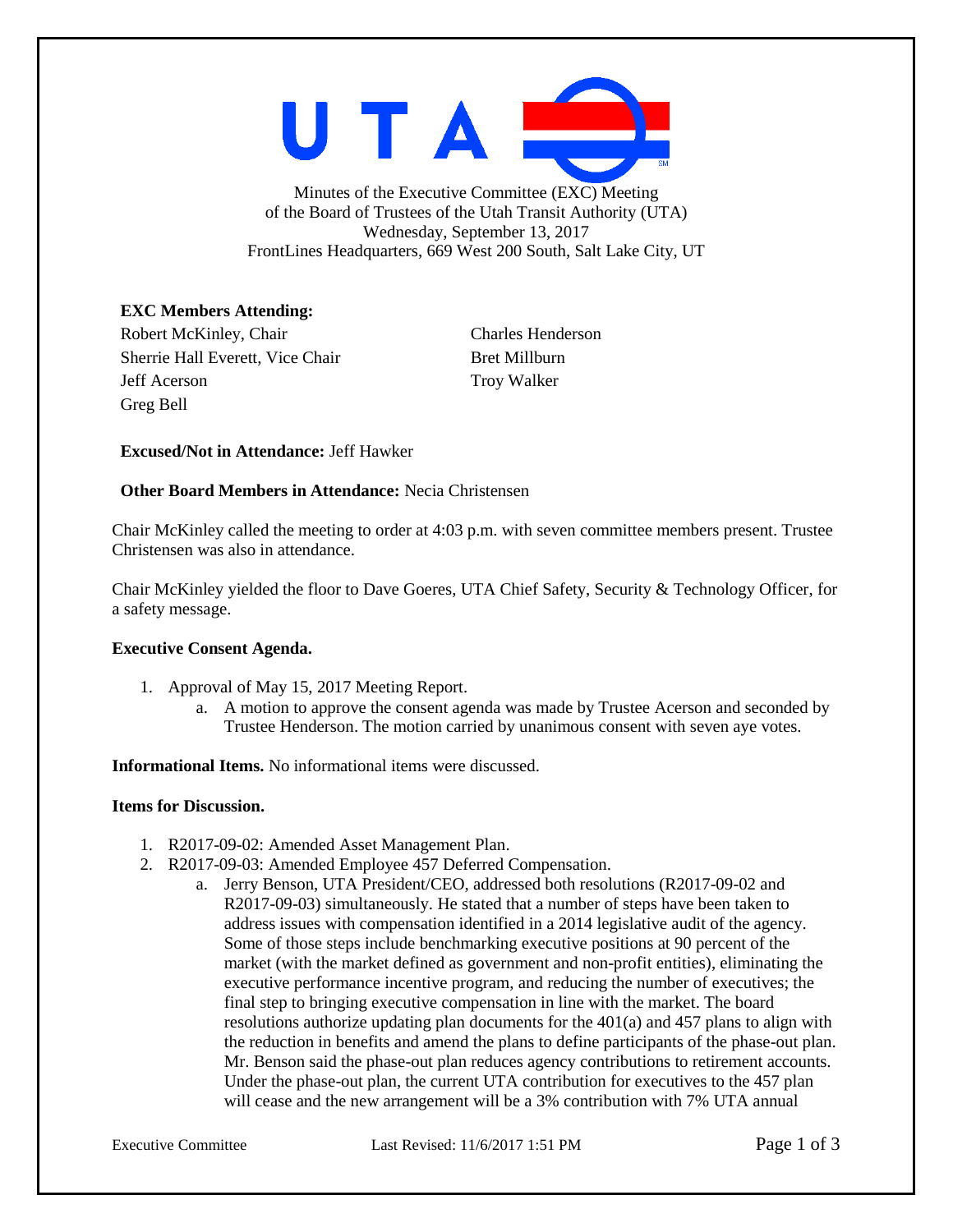Minutes of the Executive Committee (EXC) Meeting
of the Board of Trustees of the Utah Transit Authority (UTA)
Wednesday, September 13, 2017
FrontLines Headquarters, 669 West 200 South, Salt Lake City, UT

**EXC Members Attending:**

Robert McKinley, Chair
Sherrie Hall Everett, Vice Chair
Jeff Acerson
Greg Bell
Charles Henderson
Bret Millburn
Troy Walker

**Excused/Not in Attendance:** Jeff Hawker

**Other Board Members in Attendance:** Necia Christensen

Chair McKinley called the meeting to order at 4:03 p.m. with seven committee members present. Trustee Christensen was also in attendance.

Chair McKinley yielded the floor to Dave Goeres, UTA Chief Safety, Security & Technology Officer, for a safety message.

**Executive Consent Agenda.**

1. Approval of May 15, 2017 Meeting Report.
   a. A motion to approve the consent agenda was made by Trustee Acerson and seconded by Trustee Henderson. The motion carried by unanimous consent with seven aye votes.

**Informational Items.** No informational items were discussed.

**Items for Discussion.**

1. R2017-09-02: Amended Asset Management Plan.
2. R2017-09-03: Amended Employee 457 Deferred Compensation.
   a. Jerry Benson, UTA President/CEO, addressed both resolutions (R2017-09-02 and R2017-09-03) simultaneously. He stated that a number of steps have been taken to address issues with compensation identified in a 2014 legislative audit of the agency. Some of those steps include benchmarking executive positions at 90 percent of the market (with the market defined as government and non-profit entities), eliminating the executive performance incentive program, and reducing the number of executives; the final step to bringing executive compensation in line with the market. The board resolutions authorize updating plan documents for the 401(a) and 457 plans to align with the reduction in benefits and amend the plans to define participants of the phase-out plan. Mr. Benson said the phase-out plan reduces agency contributions to retirement accounts. Under the phase-out plan, the current UTA contribution for executives to the 457 plan will cease and the new arrangement will be a 3% contribution with 7% UTA annual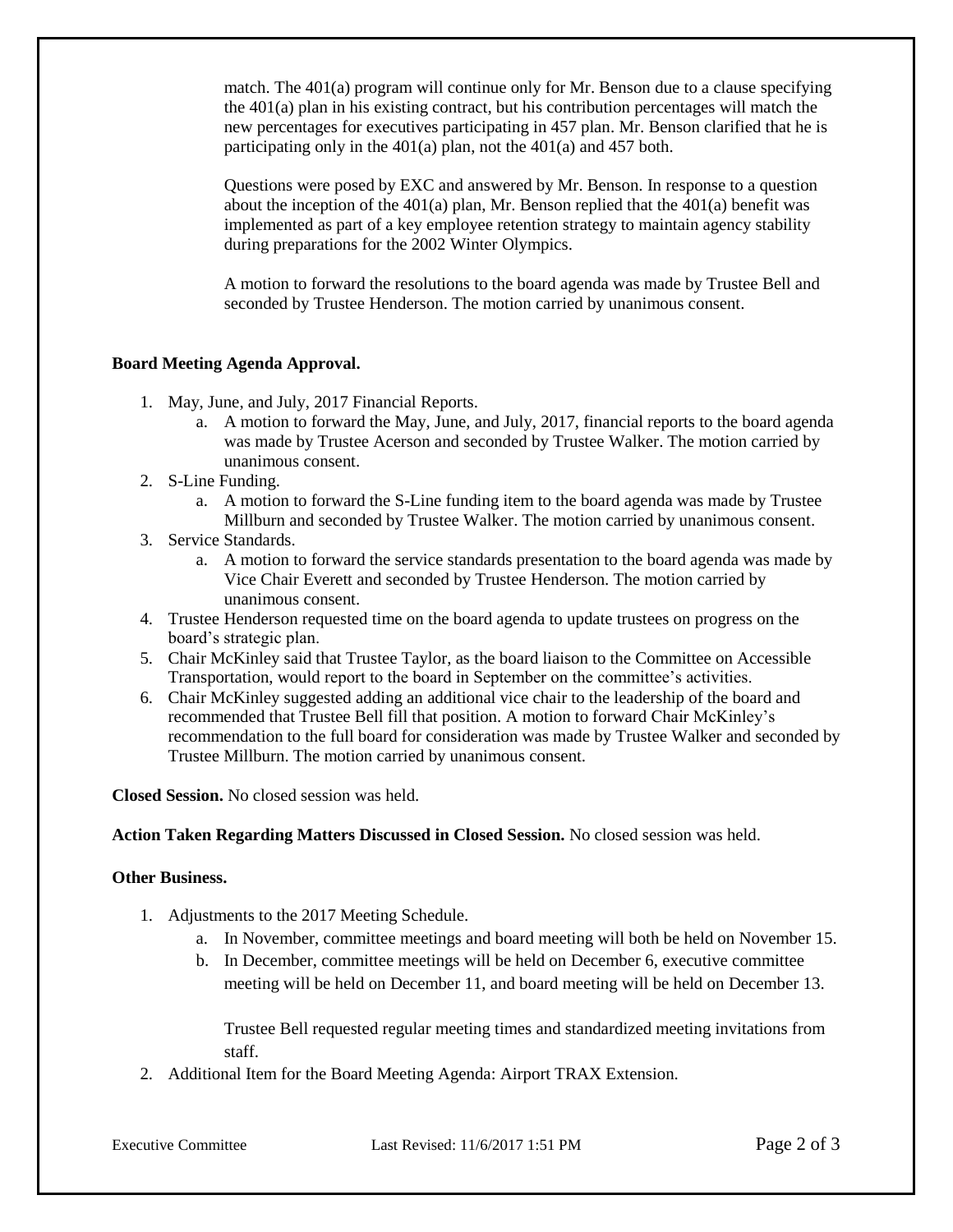match. The 401(a) program will continue only for Mr. Benson due to a clause specifying the 401(a) plan in his existing contract, but his contribution percentages will match the new percentages for executives participating in 457 plan. Mr. Benson clarified that he is participating only in the 401(a) plan, not the 401(a) and 457 both.

Questions were posed by EXC and answered by Mr. Benson. In response to a question about the inception of the 401(a) plan, Mr. Benson replied that the 401(a) benefit was implemented as part of a key employee retention strategy to maintain agency stability during preparations for the 2002 Winter Olympics.

A motion to forward the resolutions to the board agenda was made by Trustee Bell and seconded by Trustee Henderson. The motion carried by unanimous consent.

**Board Meeting Agenda Approval.**

1. May, June, and July, 2017 Financial Reports.
   a. A motion to forward the May, June, and July, 2017, financial reports to the board agenda was made by Trustee Acerson and seconded by Trustee Walker. The motion carried by unanimous consent.
2. S-Line Funding.
   a. A motion to forward the S-Line funding item to the board agenda was made by Trustee Millburn and seconded by Trustee Walker. The motion carried by unanimous consent.
3. Service Standards.
   a. A motion to forward the service standards presentation to the board agenda was made by Vice Chair Everett and seconded by Trustee Henderson. The motion carried by unanimous consent.
4. Trustee Henderson requested time on the board agenda to update trustees on progress on the board's strategic plan.
5. Chair McKinley said that Trustee Taylor, as the board liaison to the Committee on Accessible Transportation, would report to the board in September on the committee's activities.
6. Chair McKinley suggested adding an additional vice chair to the leadership of the board and recommended that Trustee Bell fill that position. A motion to forward Chair McKinley's recommendation to the full board for consideration was made by Trustee Walker and seconded by Trustee Millburn. The motion carried by unanimous consent.

**Closed Session.** No closed session was held.

**Action Taken Regarding Matters Discussed in Closed Session.** No closed session was held.

**Other Business.**

1. Adjustments to the 2017 Meeting Schedule.
   a. In November, committee meetings and board meeting will both be held on November 15.
   b. In December, committee meetings will be held on December 6, executive committee meeting will be held on December 11, and board meeting will be held on December 13.

      Trustee Bell requested regular meeting times and standardized meeting invitations from staff.
2. Additional Item for the Board Meeting Agenda: Airport TRAX Extension.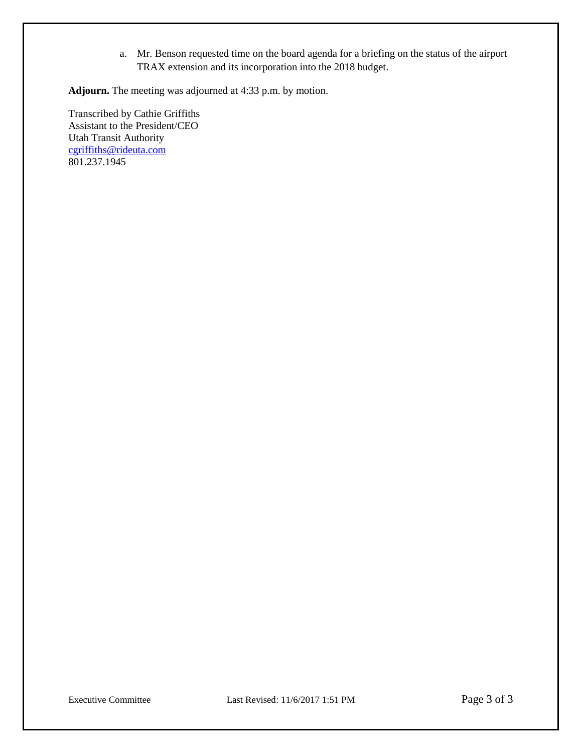a. Mr. Benson requested time on the board agenda for a briefing on the status of the airport TRAX extension and its incorporation into the 2018 budget.

**Adjourn.** The meeting was adjourned at 4:33 p.m. by motion.

Transcribed by Cathie Griffiths
Assistant to the President/CEO
Utah Transit Authority
cgriffiths@rideuta.com
801.237.1945